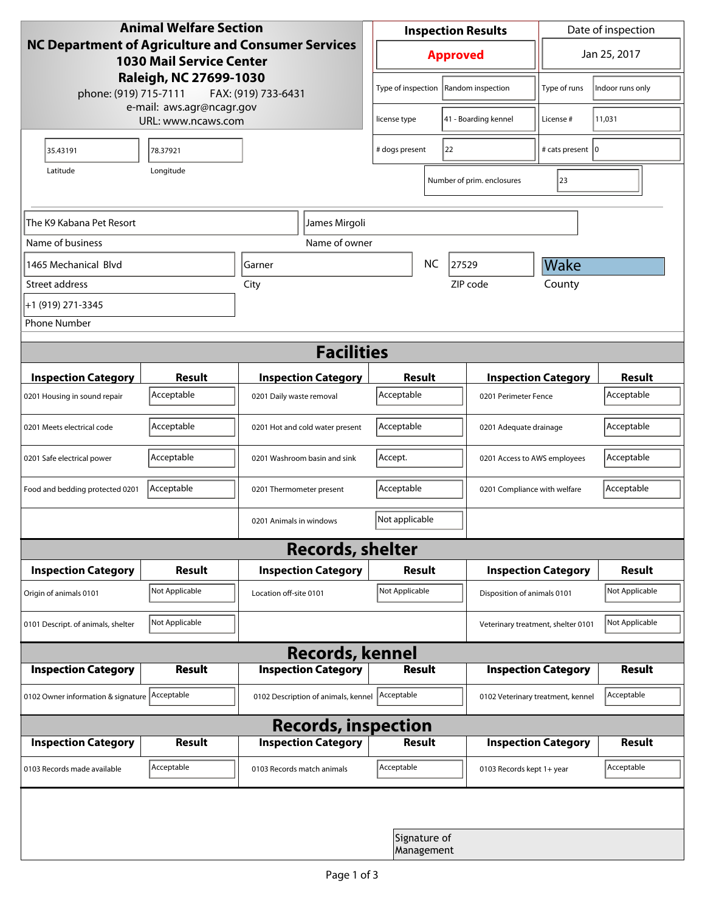**Animal Welfare Section**
**NC Department of Agriculture and Consumer Services**
**1030 Mail Service Center**
**Raleigh, NC 27699-1030**
phone: (919) 715-7111 FAX: (919) 733-6431
e-mail: aws.agr@ncagr.gov
URL: www.ncaws.com

| Inspection Results | Date of inspection |
|---|---|
| **Approved** | Jan 25, 2017 |

| | | | |
|---|---|---|---|
| Type of inspection | Random inspection | Type of runs | Indoor runs only |
| license type | 41 - Boarding kennel | License # | 11,031 |
| # dogs present | 22 | # cats present | 0 |
| Number of prim. enclosures | 23 | | |

| Latitude | Longitude |
|---|---|
| 35.43191 | 78.37921 |

| | |
|---|---|
| Name of business | The K9 Kabana Pet Resort |
| Name of owner | James Mirgoli |
| Street address | 1465 Mechanical Blvd |
| City | Garner |
| State | NC |
| ZIP code | 27529 |
| County | Wake |
| Phone Number | +1 (919) 271-3345 |

## Facilities

| Inspection Category | Result | Inspection Category | Result | Inspection Category | Result |
|---|---|---|---|---|---|
| 0201 Housing in sound repair | Acceptable | 0201 Daily waste removal | Acceptable | 0201 Perimeter Fence | Acceptable |
| 0201 Meets electrical code | Acceptable | 0201 Hot and cold water present | Acceptable | 0201 Adequate drainage | Acceptable |
| 0201 Safe electrical power | Acceptable | 0201 Washroom basin and sink | Accept. | 0201 Access to AWS employees | Acceptable |
| Food and bedding protected 0201 | Acceptable | 0201 Thermometer present | Acceptable | 0201 Compliance with welfare | Acceptable |
| | | 0201 Animals in windows | Not applicable | | |

## Records, shelter

| Inspection Category | Result | Inspection Category | Result | Inspection Category | Result |
|---|---|---|---|---|---|
| Origin of animals 0101 | Not Applicable | Location off-site 0101 | Not Applicable | Disposition of animals 0101 | Not Applicable |
| 0101 Descript. of animals, shelter | Not Applicable | | | Veterinary treatment, shelter 0101 | Not Applicable |

## Records, kennel

| Inspection Category | Result | Inspection Category | Result | Inspection Category | Result |
|---|---|---|---|---|---|
| 0102 Owner information & signature | Acceptable | 0102 Description of animals, kennel | Acceptable | 0102 Veterinary treatment, kennel | Acceptable |

## Records, inspection

| Inspection Category | Result | Inspection Category | Result | Inspection Category | Result |
|---|---|---|---|---|---|
| 0103 Records made available | Acceptable | 0103 Records match animals | Acceptable | 0103 Records kept 1+ year | Acceptable |

Signature of Management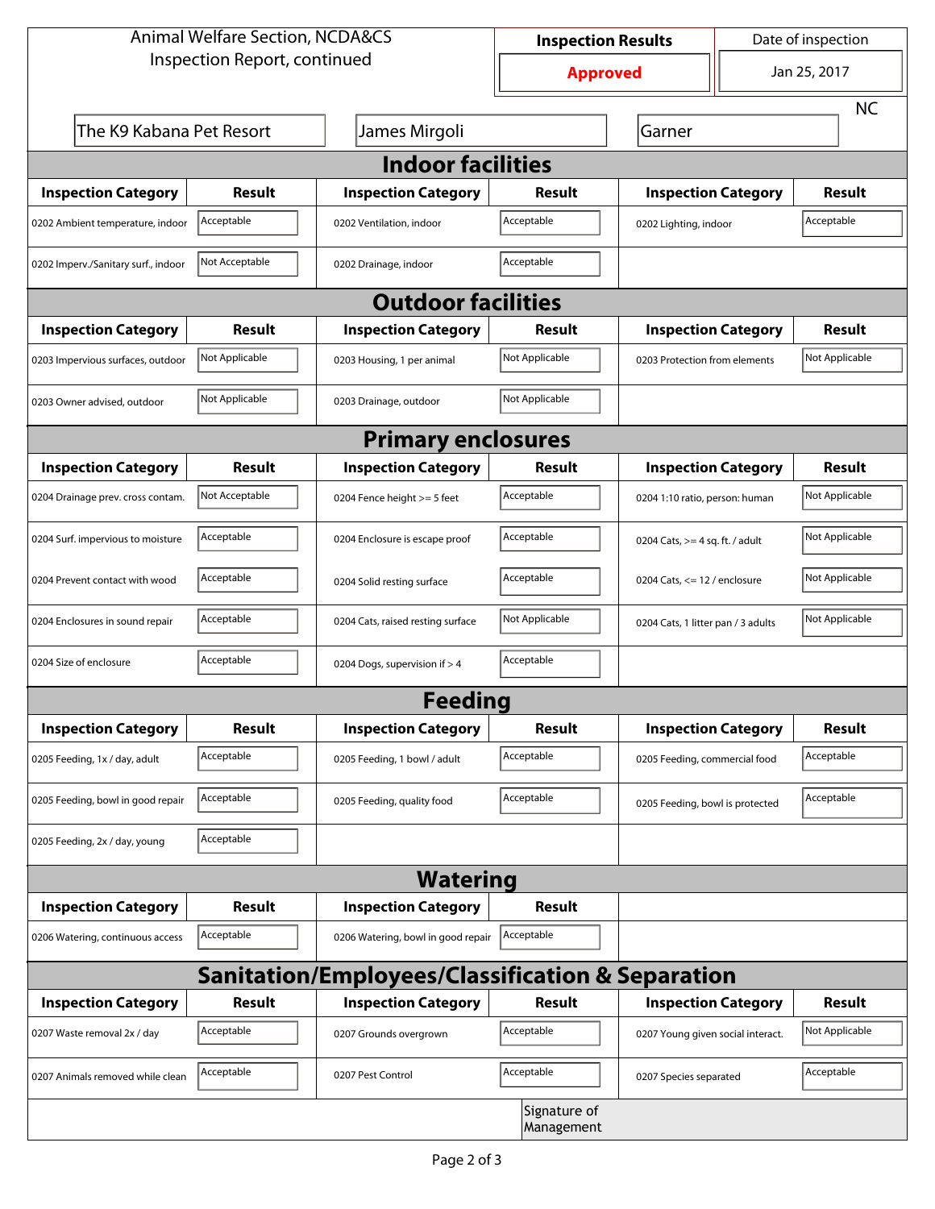Animal Welfare Section, NCDA&CS
Inspection Report, continued

| Inspection Results | Date of inspection |
|---|---|
| **Approved** | Jan 25, 2017 |

The K9 Kabana Pet Resort | James Mirgoli | Garner | NC

## Indoor facilities

| Inspection Category | Result | Inspection Category | Result | Inspection Category | Result |
|---|---|---|---|---|---|
| 0202 Ambient temperature, indoor | Acceptable | 0202 Ventilation, indoor | Acceptable | 0202 Lighting, indoor | Acceptable |
| 0202 Imperv./Sanitary surf., indoor | Not Acceptable | 0202 Drainage, indoor | Acceptable | | |

## Outdoor facilities

| Inspection Category | Result | Inspection Category | Result | Inspection Category | Result |
|---|---|---|---|---|---|
| 0203 Impervious surfaces, outdoor | Not Applicable | 0203 Housing, 1 per animal | Not Applicable | 0203 Protection from elements | Not Applicable |
| 0203 Owner advised, outdoor | Not Applicable | 0203 Drainage, outdoor | Not Applicable | | |

## Primary enclosures

| Inspection Category | Result | Inspection Category | Result | Inspection Category | Result |
|---|---|---|---|---|---|
| 0204 Drainage prev. cross contam. | Not Acceptable | 0204 Fence height >= 5 feet | Acceptable | 0204 1:10 ratio, person: human | Not Applicable |
| 0204 Surf. impervious to moisture | Acceptable | 0204 Enclosure is escape proof | Acceptable | 0204 Cats, >= 4 sq. ft. / adult | Not Applicable |
| 0204 Prevent contact with wood | Acceptable | 0204 Solid resting surface | Acceptable | 0204 Cats, <= 12 / enclosure | Not Applicable |
| 0204 Enclosures in sound repair | Acceptable | 0204 Cats, raised resting surface | Not Applicable | 0204 Cats, 1 litter pan / 3 adults | Not Applicable |
| 0204 Size of enclosure | Acceptable | 0204 Dogs, supervision if > 4 | Acceptable | | |

## Feeding

| Inspection Category | Result | Inspection Category | Result | Inspection Category | Result |
|---|---|---|---|---|---|
| 0205 Feeding, 1x / day, adult | Acceptable | 0205 Feeding, 1 bowl / adult | Acceptable | 0205 Feeding, commercial food | Acceptable |
| 0205 Feeding, bowl in good repair | Acceptable | 0205 Feeding, quality food | Acceptable | 0205 Feeding, bowl is protected | Acceptable |
| 0205 Feeding, 2x / day, young | Acceptable | | | | |

## Watering

| Inspection Category | Result | Inspection Category | Result |
|---|---|---|---|
| 0206 Watering, continuous access | Acceptable | 0206 Watering, bowl in good repair | Acceptable |

## Sanitation/Employees/Classification & Separation

| Inspection Category | Result | Inspection Category | Result | Inspection Category | Result |
|---|---|---|---|---|---|
| 0207 Waste removal 2x / day | Acceptable | 0207 Grounds overgrown | Acceptable | 0207 Young given social interact. | Not Applicable |
| 0207 Animals removed while clean | Acceptable | 0207 Pest Control | Acceptable | 0207 Species separated | Acceptable |

Signature of Management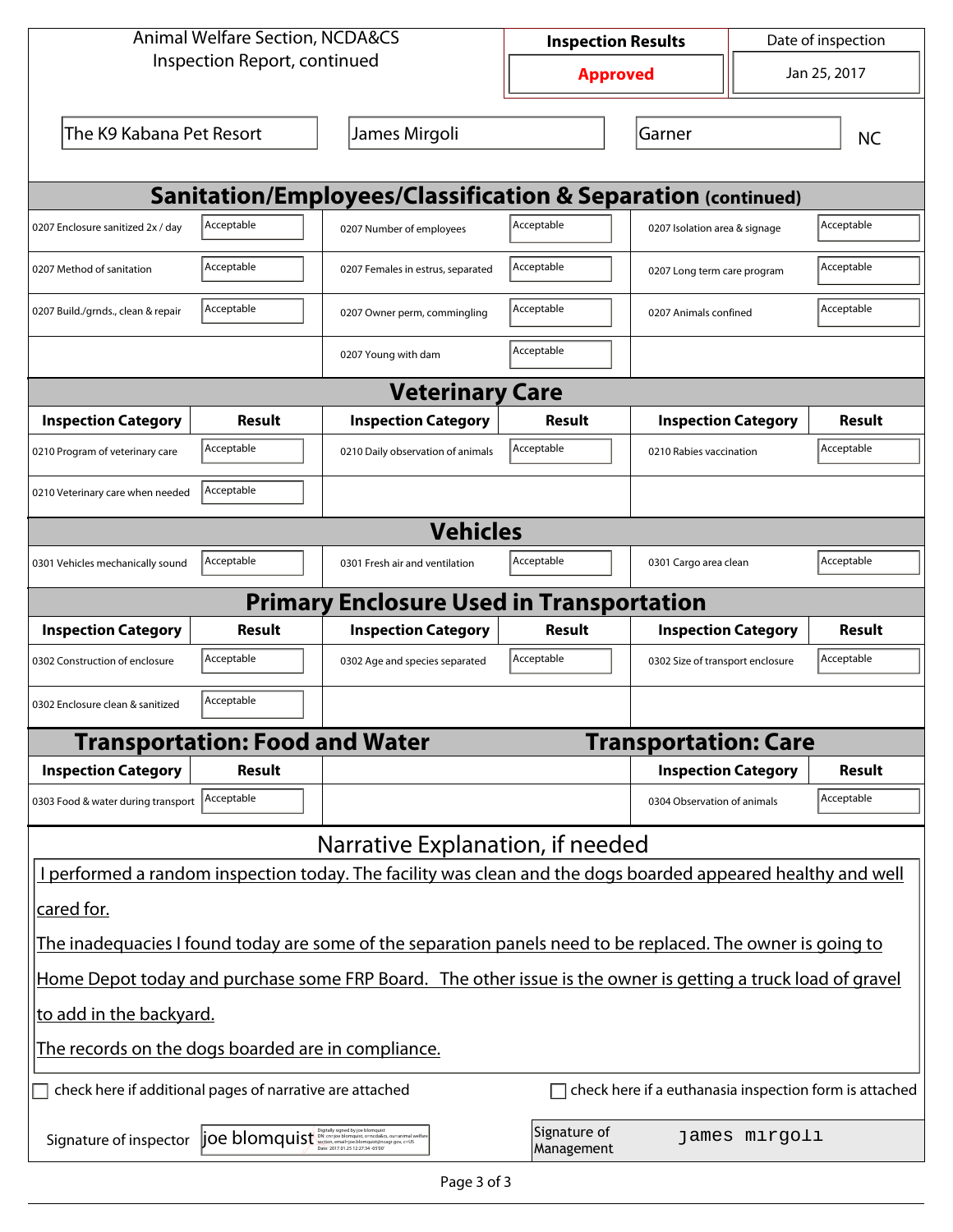Animal Welfare Section, NCDA&CS
Inspection Report, continued

| Inspection Results | Date of inspection |
|---|---|
| **Approved** | Jan 25, 2017 |

| | | | |
|---|---|---|---|
| The K9 Kabana Pet Resort | James Mirgoli | Garner | NC |

## Sanitation/Employees/Classification & Separation (continued)

| | | | | | |
|---|---|---|---|---|---|
| 0207 Enclosure sanitized 2x / day | Acceptable | 0207 Number of employees | Acceptable | 0207 Isolation area & signage | Acceptable |
| 0207 Method of sanitation | Acceptable | 0207 Females in estrus, separated | Acceptable | 0207 Long term care program | Acceptable |
| 0207 Build./grnds., clean & repair | Acceptable | 0207 Owner perm, commingling | Acceptable | 0207 Animals confined | Acceptable |
| | | 0207 Young with dam | Acceptable | | |

## Veterinary Care

| Inspection Category | Result | Inspection Category | Result | Inspection Category | Result |
|---|---|---|---|---|---|
| 0210 Program of veterinary care | Acceptable | 0210 Daily observation of animals | Acceptable | 0210 Rabies vaccination | Acceptable |
| 0210 Veterinary care when needed | Acceptable | | | | |

## Vehicles

| | | | | | |
|---|---|---|---|---|---|
| 0301 Vehicles mechanically sound | Acceptable | 0301 Fresh air and ventilation | Acceptable | 0301 Cargo area clean | Acceptable |

## Primary Enclosure Used in Transportation

| Inspection Category | Result | Inspection Category | Result | Inspection Category | Result |
|---|---|---|---|---|---|
| 0302 Construction of enclosure | Acceptable | 0302 Age and species separated | Acceptable | 0302 Size of transport enclosure | Acceptable |
| 0302 Enclosure clean & sanitized | Acceptable | | | | |

## Transportation: Food and Water

| Inspection Category | Result |
|---|---|
| 0303 Food & water during transport | Acceptable |

## Transportation: Care

| Inspection Category | Result |
|---|---|
| 0304 Observation of animals | Acceptable |

## Narrative Explanation, if needed

I performed a random inspection today. The facility was clean and the dogs boarded appeared healthy and well cared for.

The inadequacies I found today are some of the separation panels need to be replaced. The owner is going to Home Depot today and purchase some FRP Board. The other issue is the owner is getting a truck load of gravel to add in the backyard.

The records on the dogs boarded are in compliance.

☐ check here if additional pages of narrative are attached

☐ check here if a euthanasia inspection form is attached

Signature of inspector: joe blomquist (Digitally signed by joe blomquist, Date: 2017.01.25 12:27:34 -05'00')

Signature of Management: james mirgoli